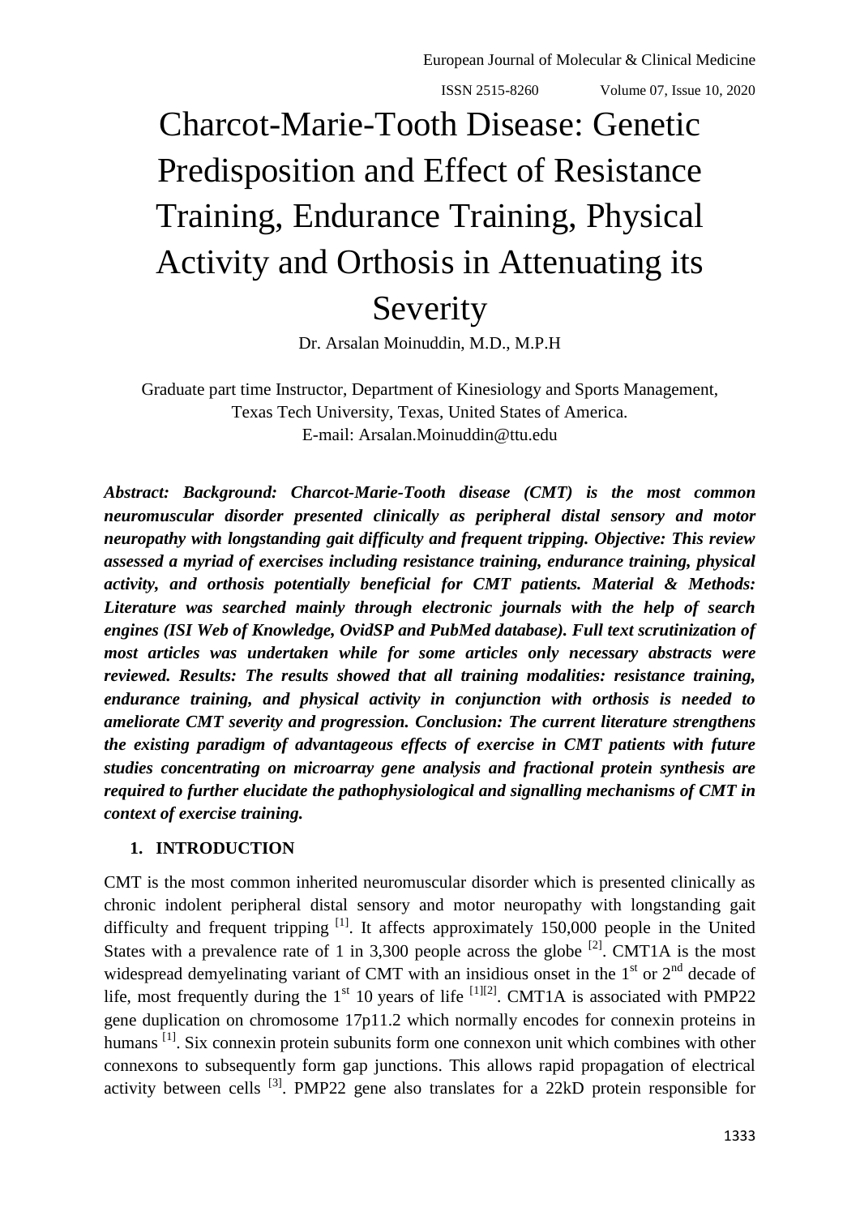# Charcot-Marie-Tooth Disease: Genetic Predisposition and Effect of Resistance Training, Endurance Training, Physical Activity and Orthosis in Attenuating its Severity

Dr. Arsalan Moinuddin, M.D., M.P.H

Graduate part time Instructor, Department of Kinesiology and Sports Management, Texas Tech University, Texas, United States of America.
E-mail: Arsalan.Moinuddin@ttu.edu

***Abstract: Background: Charcot-Marie-Tooth disease (CMT) is the most common neuromuscular disorder presented clinically as peripheral distal sensory and motor neuropathy with longstanding gait difficulty and frequent tripping. Objective: This review assessed a myriad of exercises including resistance training, endurance training, physical activity, and orthosis potentially beneficial for CMT patients. Material & Methods: Literature was searched mainly through electronic journals with the help of search engines (ISI Web of Knowledge, OvidSP and PubMed database). Full text scrutinization of most articles was undertaken while for some articles only necessary abstracts were reviewed. Results: The results showed that all training modalities: resistance training, endurance training, and physical activity in conjunction with orthosis is needed to ameliorate CMT severity and progression. Conclusion: The current literature strengthens the existing paradigm of advantageous effects of exercise in CMT patients with future studies concentrating on microarray gene analysis and fractional protein synthesis are required to further elucidate the pathophysiological and signalling mechanisms of CMT in context of exercise training.***

## 1. INTRODUCTION

CMT is the most common inherited neuromuscular disorder which is presented clinically as chronic indolent peripheral distal sensory and motor neuropathy with longstanding gait difficulty and frequent tripping [1]. It affects approximately 150,000 people in the United States with a prevalence rate of 1 in 3,300 people across the globe [2]. CMT1A is the most widespread demyelinating variant of CMT with an insidious onset in the 1st or 2nd decade of life, most frequently during the 1st 10 years of life [1][2]. CMT1A is associated with PMP22 gene duplication on chromosome 17p11.2 which normally encodes for connexin proteins in humans [1]. Six connexin protein subunits form one connexon unit which combines with other connexons to subsequently form gap junctions. This allows rapid propagation of electrical activity between cells [3]. PMP22 gene also translates for a 22kD protein responsible for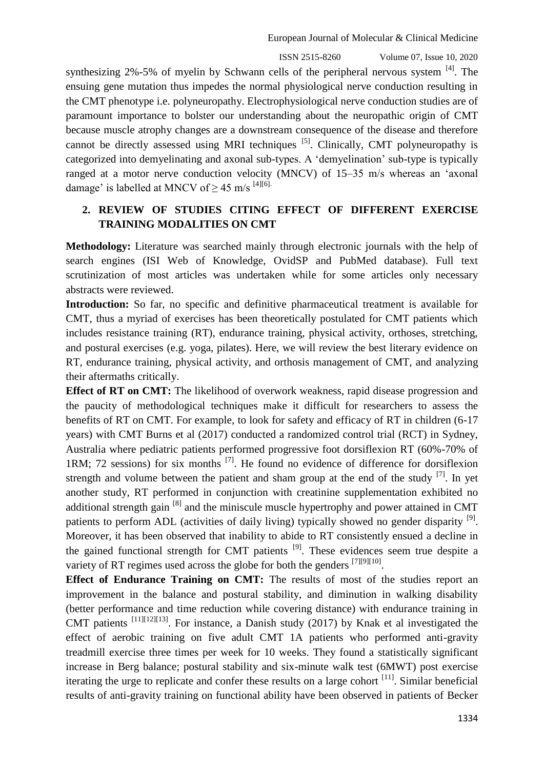synthesizing 2%-5% of myelin by Schwann cells of the peripheral nervous system [4]. The ensuing gene mutation thus impedes the normal physiological nerve conduction resulting in the CMT phenotype i.e. polyneuropathy. Electrophysiological nerve conduction studies are of paramount importance to bolster our understanding about the neuropathic origin of CMT because muscle atrophy changes are a downstream consequence of the disease and therefore cannot be directly assessed using MRI techniques [5]. Clinically, CMT polyneuropathy is categorized into demyelinating and axonal sub-types. A 'demyelination' sub-type is typically ranged at a motor nerve conduction velocity (MNCV) of 15–35 m/s whereas an 'axonal damage' is labelled at MNCV of $\geq$ 45 m/s [4][6].

## 2. REVIEW OF STUDIES CITING EFFECT OF DIFFERENT EXERCISE TRAINING MODALITIES ON CMT

**Methodology:** Literature was searched mainly through electronic journals with the help of search engines (ISI Web of Knowledge, OvidSP and PubMed database). Full text scrutinization of most articles was undertaken while for some articles only necessary abstracts were reviewed.

**Introduction:** So far, no specific and definitive pharmaceutical treatment is available for CMT, thus a myriad of exercises has been theoretically postulated for CMT patients which includes resistance training (RT), endurance training, physical activity, orthoses, stretching, and postural exercises (e.g. yoga, pilates). Here, we will review the best literary evidence on RT, endurance training, physical activity, and orthosis management of CMT, and analyzing their aftermaths critically.

**Effect of RT on CMT:** The likelihood of overwork weakness, rapid disease progression and the paucity of methodological techniques make it difficult for researchers to assess the benefits of RT on CMT. For example, to look for safety and efficacy of RT in children (6-17 years) with CMT Burns et al (2017) conducted a randomized control trial (RCT) in Sydney, Australia where pediatric patients performed progressive foot dorsiflexion RT (60%-70% of 1RM; 72 sessions) for six months [7]. He found no evidence of difference for dorsiflexion strength and volume between the patient and sham group at the end of the study [7]. In yet another study, RT performed in conjunction with creatinine supplementation exhibited no additional strength gain [8] and the miniscule muscle hypertrophy and power attained in CMT patients to perform ADL (activities of daily living) typically showed no gender disparity [9]. Moreover, it has been observed that inability to abide to RT consistently ensued a decline in the gained functional strength for CMT patients [9]. These evidences seem true despite a variety of RT regimes used across the globe for both the genders [7][9][10].

**Effect of Endurance Training on CMT:** The results of most of the studies report an improvement in the balance and postural stability, and diminution in walking disability (better performance and time reduction while covering distance) with endurance training in CMT patients [11][12][13]. For instance, a Danish study (2017) by Knak et al investigated the effect of aerobic training on five adult CMT 1A patients who performed anti-gravity treadmill exercise three times per week for 10 weeks. They found a statistically significant increase in Berg balance; postural stability and six-minute walk test (6MWT) post exercise iterating the urge to replicate and confer these results on a large cohort [11]. Similar beneficial results of anti-gravity training on functional ability have been observed in patients of Becker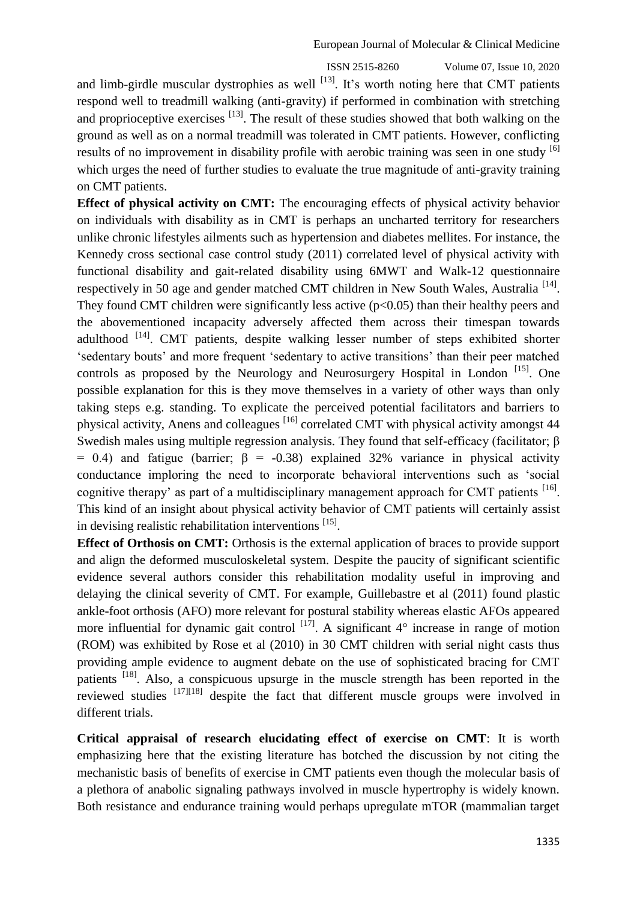and limb-girdle muscular dystrophies as well [13]. It's worth noting here that CMT patients respond well to treadmill walking (anti-gravity) if performed in combination with stretching and proprioceptive exercises [13]. The result of these studies showed that both walking on the ground as well as on a normal treadmill was tolerated in CMT patients. However, conflicting results of no improvement in disability profile with aerobic training was seen in one study [6] which urges the need of further studies to evaluate the true magnitude of anti-gravity training on CMT patients.

**Effect of physical activity on CMT:** The encouraging effects of physical activity behavior on individuals with disability as in CMT is perhaps an uncharted territory for researchers unlike chronic lifestyles ailments such as hypertension and diabetes mellites. For instance, the Kennedy cross sectional case control study (2011) correlated level of physical activity with functional disability and gait-related disability using 6MWT and Walk-12 questionnaire respectively in 50 age and gender matched CMT children in New South Wales, Australia [14]. They found CMT children were significantly less active ($p<0.05$) than their healthy peers and the abovementioned incapacity adversely affected them across their timespan towards adulthood [14]. CMT patients, despite walking lesser number of steps exhibited shorter 'sedentary bouts' and more frequent 'sedentary to active transitions' than their peer matched controls as proposed by the Neurology and Neurosurgery Hospital in London [15]. One possible explanation for this is they move themselves in a variety of other ways than only taking steps e.g. standing. To explicate the perceived potential facilitators and barriers to physical activity, Anens and colleagues [16] correlated CMT with physical activity amongst 44 Swedish males using multiple regression analysis. They found that self-efficacy (facilitator; $\beta = 0.4$) and fatigue (barrier; $\beta = -0.38$) explained 32% variance in physical activity conductance imploring the need to incorporate behavioral interventions such as 'social cognitive therapy' as part of a multidisciplinary management approach for CMT patients [16]. This kind of an insight about physical activity behavior of CMT patients will certainly assist in devising realistic rehabilitation interventions [15].

**Effect of Orthosis on CMT:** Orthosis is the external application of braces to provide support and align the deformed musculoskeletal system. Despite the paucity of significant scientific evidence several authors consider this rehabilitation modality useful in improving and delaying the clinical severity of CMT. For example, Guillebastre et al (2011) found plastic ankle-foot orthosis (AFO) more relevant for postural stability whereas elastic AFOs appeared more influential for dynamic gait control [17]. A significant 4° increase in range of motion (ROM) was exhibited by Rose et al (2010) in 30 CMT children with serial night casts thus providing ample evidence to augment debate on the use of sophisticated bracing for CMT patients [18]. Also, a conspicuous upsurge in the muscle strength has been reported in the reviewed studies [17][18] despite the fact that different muscle groups were involved in different trials.

**Critical appraisal of research elucidating effect of exercise on CMT**: It is worth emphasizing here that the existing literature has botched the discussion by not citing the mechanistic basis of benefits of exercise in CMT patients even though the molecular basis of a plethora of anabolic signaling pathways involved in muscle hypertrophy is widely known. Both resistance and endurance training would perhaps upregulate mTOR (mammalian target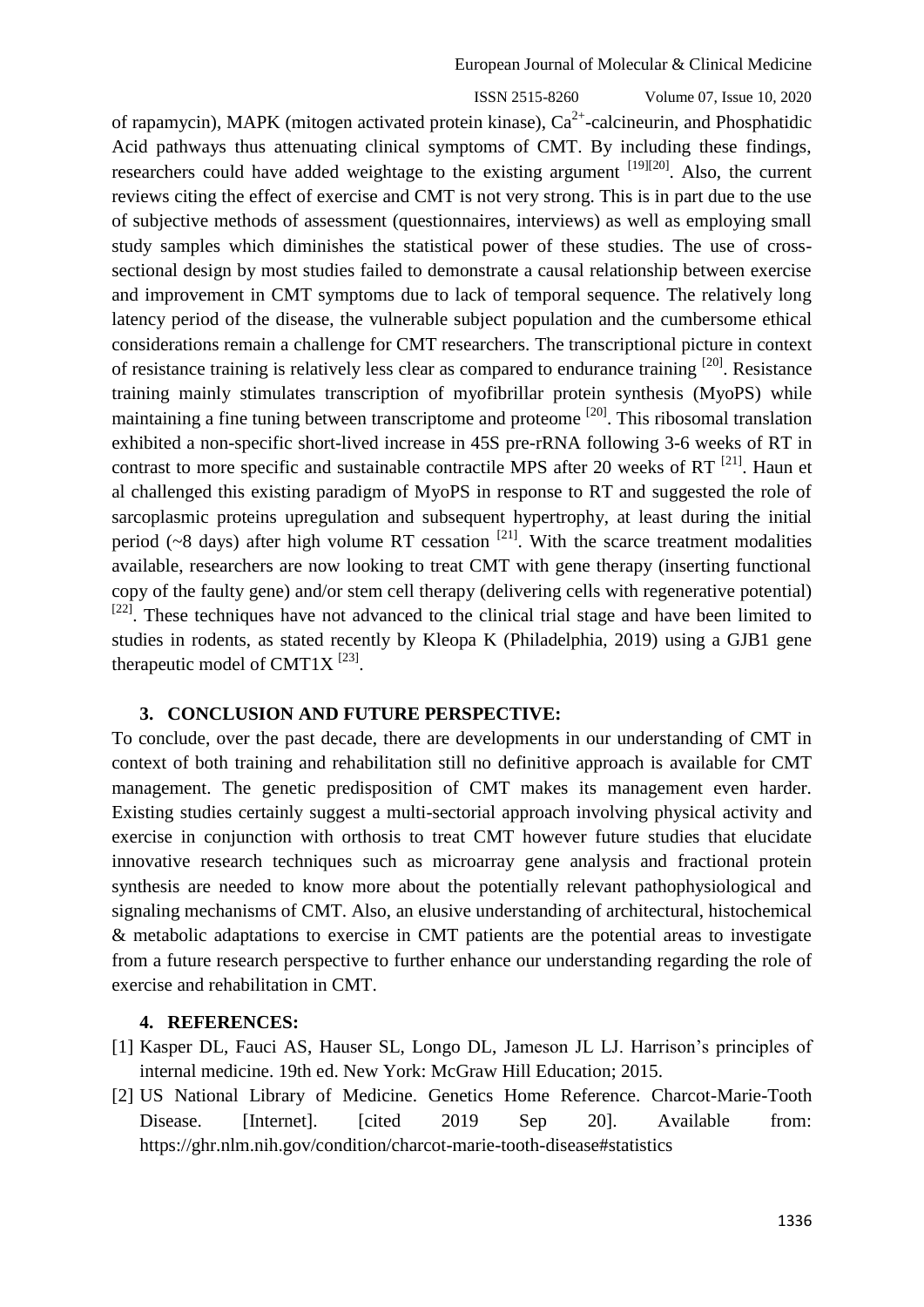of rapamycin), MAPK (mitogen activated protein kinase), $Ca^{2+}$-calcineurin, and Phosphatidic Acid pathways thus attenuating clinical symptoms of CMT. By including these findings, researchers could have added weightage to the existing argument [19][20]. Also, the current reviews citing the effect of exercise and CMT is not very strong. This is in part due to the use of subjective methods of assessment (questionnaires, interviews) as well as employing small study samples which diminishes the statistical power of these studies. The use of cross-sectional design by most studies failed to demonstrate a causal relationship between exercise and improvement in CMT symptoms due to lack of temporal sequence. The relatively long latency period of the disease, the vulnerable subject population and the cumbersome ethical considerations remain a challenge for CMT researchers. The transcriptional picture in context of resistance training is relatively less clear as compared to endurance training [20]. Resistance training mainly stimulates transcription of myofibrillar protein synthesis (MyoPS) while maintaining a fine tuning between transcriptome and proteome [20]. This ribosomal translation exhibited a non-specific short-lived increase in 45S pre-rRNA following 3-6 weeks of RT in contrast to more specific and sustainable contractile MPS after 20 weeks of RT [21]. Haun et al challenged this existing paradigm of MyoPS in response to RT and suggested the role of sarcoplasmic proteins upregulation and subsequent hypertrophy, at least during the initial period (~8 days) after high volume RT cessation [21]. With the scarce treatment modalities available, researchers are now looking to treat CMT with gene therapy (inserting functional copy of the faulty gene) and/or stem cell therapy (delivering cells with regenerative potential) [22]. These techniques have not advanced to the clinical trial stage and have been limited to studies in rodents, as stated recently by Kleopa K (Philadelphia, 2019) using a GJB1 gene therapeutic model of CMT1X [23].

## 3. CONCLUSION AND FUTURE PERSPECTIVE:

To conclude, over the past decade, there are developments in our understanding of CMT in context of both training and rehabilitation still no definitive approach is available for CMT management. The genetic predisposition of CMT makes its management even harder. Existing studies certainly suggest a multi-sectorial approach involving physical activity and exercise in conjunction with orthosis to treat CMT however future studies that elucidate innovative research techniques such as microarray gene analysis and fractional protein synthesis are needed to know more about the potentially relevant pathophysiological and signaling mechanisms of CMT. Also, an elusive understanding of architectural, histochemical & metabolic adaptations to exercise in CMT patients are the potential areas to investigate from a future research perspective to further enhance our understanding regarding the role of exercise and rehabilitation in CMT.

## 4. REFERENCES:

[1] Kasper DL, Fauci AS, Hauser SL, Longo DL, Jameson JL LJ. Harrison's principles of internal medicine. 19th ed. New York: McGraw Hill Education; 2015.

[2] US National Library of Medicine. Genetics Home Reference. Charcot-Marie-Tooth Disease. [Internet]. [cited 2019 Sep 20]. Available from: https://ghr.nlm.nih.gov/condition/charcot-marie-tooth-disease#statistics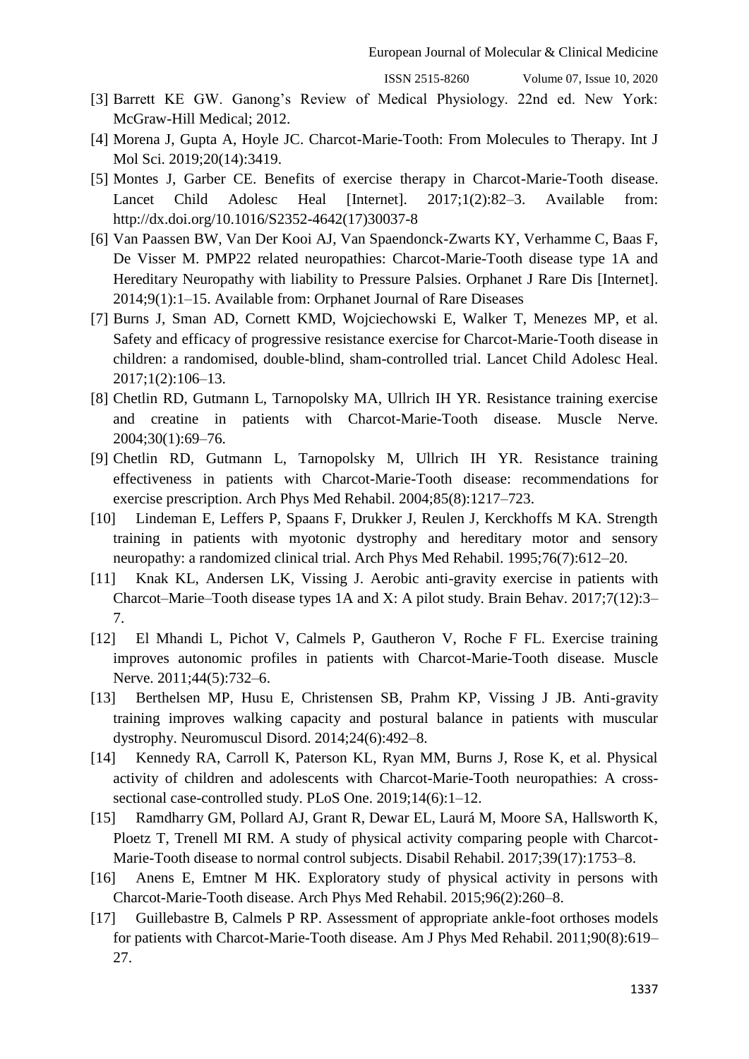[3] Barrett KE GW. Ganong's Review of Medical Physiology. 22nd ed. New York: McGraw-Hill Medical; 2012.

[4] Morena J, Gupta A, Hoyle JC. Charcot-Marie-Tooth: From Molecules to Therapy. Int J Mol Sci. 2019;20(14):3419.

[5] Montes J, Garber CE. Benefits of exercise therapy in Charcot-Marie-Tooth disease. Lancet Child Adolesc Heal [Internet]. 2017;1(2):82–3. Available from: http://dx.doi.org/10.1016/S2352-4642(17)30037-8

[6] Van Paassen BW, Van Der Kooi AJ, Van Spaendonck-Zwarts KY, Verhamme C, Baas F, De Visser M. PMP22 related neuropathies: Charcot-Marie-Tooth disease type 1A and Hereditary Neuropathy with liability to Pressure Palsies. Orphanet J Rare Dis [Internet]. 2014;9(1):1–15. Available from: Orphanet Journal of Rare Diseases

[7] Burns J, Sman AD, Cornett KMD, Wojciechowski E, Walker T, Menezes MP, et al. Safety and efficacy of progressive resistance exercise for Charcot-Marie-Tooth disease in children: a randomised, double-blind, sham-controlled trial. Lancet Child Adolesc Heal. 2017;1(2):106–13.

[8] Chetlin RD, Gutmann L, Tarnopolsky MA, Ullrich IH YR. Resistance training exercise and creatine in patients with Charcot-Marie-Tooth disease. Muscle Nerve. 2004;30(1):69–76.

[9] Chetlin RD, Gutmann L, Tarnopolsky M, Ullrich IH YR. Resistance training effectiveness in patients with Charcot-Marie-Tooth disease: recommendations for exercise prescription. Arch Phys Med Rehabil. 2004;85(8):1217–723.

[10] Lindeman E, Leffers P, Spaans F, Drukker J, Reulen J, Kerckhoffs M KA. Strength training in patients with myotonic dystrophy and hereditary motor and sensory neuropathy: a randomized clinical trial. Arch Phys Med Rehabil. 1995;76(7):612–20.

[11] Knak KL, Andersen LK, Vissing J. Aerobic anti-gravity exercise in patients with Charcot–Marie–Tooth disease types 1A and X: A pilot study. Brain Behav. 2017;7(12):3–7.

[12] El Mhandi L, Pichot V, Calmels P, Gautheron V, Roche F FL. Exercise training improves autonomic profiles in patients with Charcot-Marie-Tooth disease. Muscle Nerve. 2011;44(5):732–6.

[13] Berthelsen MP, Husu E, Christensen SB, Prahm KP, Vissing J JB. Anti-gravity training improves walking capacity and postural balance in patients with muscular dystrophy. Neuromuscul Disord. 2014;24(6):492–8.

[14] Kennedy RA, Carroll K, Paterson KL, Ryan MM, Burns J, Rose K, et al. Physical activity of children and adolescents with Charcot-Marie-Tooth neuropathies: A cross-sectional case-controlled study. PLoS One. 2019;14(6):1–12.

[15] Ramdharry GM, Pollard AJ, Grant R, Dewar EL, Laurá M, Moore SA, Hallsworth K, Ploetz T, Trenell MI RM. A study of physical activity comparing people with Charcot-Marie-Tooth disease to normal control subjects. Disabil Rehabil. 2017;39(17):1753–8.

[16] Anens E, Emtner M HK. Exploratory study of physical activity in persons with Charcot-Marie-Tooth disease. Arch Phys Med Rehabil. 2015;96(2):260–8.

[17] Guillebastre B, Calmels P RP. Assessment of appropriate ankle-foot orthoses models for patients with Charcot-Marie-Tooth disease. Am J Phys Med Rehabil. 2011;90(8):619–27.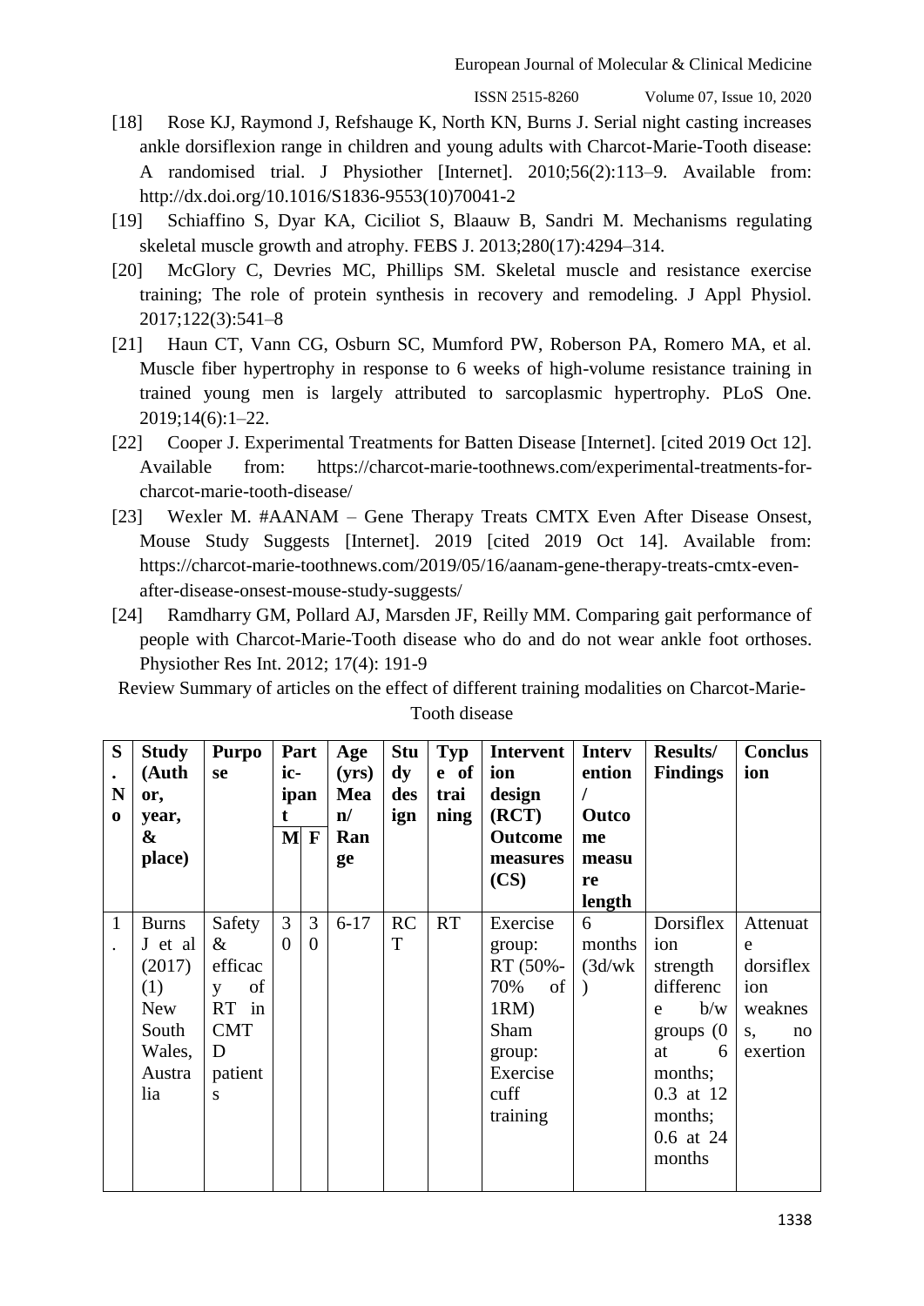[18] Rose KJ, Raymond J, Refshauge K, North KN, Burns J. Serial night casting increases ankle dorsiflexion range in children and young adults with Charcot-Marie-Tooth disease: A randomised trial. J Physiother [Internet]. 2010;56(2):113–9. Available from: http://dx.doi.org/10.1016/S1836-9553(10)70041-2

[19] Schiaffino S, Dyar KA, Ciciliot S, Blaauw B, Sandri M. Mechanisms regulating skeletal muscle growth and atrophy. FEBS J. 2013;280(17):4294–314.

[20] McGlory C, Devries MC, Phillips SM. Skeletal muscle and resistance exercise training; The role of protein synthesis in recovery and remodeling. J Appl Physiol. 2017;122(3):541–8

[21] Haun CT, Vann CG, Osburn SC, Mumford PW, Roberson PA, Romero MA, et al. Muscle fiber hypertrophy in response to 6 weeks of high-volume resistance training in trained young men is largely attributed to sarcoplasmic hypertrophy. PLoS One. 2019;14(6):1–22.

[22] Cooper J. Experimental Treatments for Batten Disease [Internet]. [cited 2019 Oct 12]. Available from: https://charcot-marie-toothnews.com/experimental-treatments-for-charcot-marie-tooth-disease/

[23] Wexler M. #AANAM – Gene Therapy Treats CMTX Even After Disease Onsest, Mouse Study Suggests [Internet]. 2019 [cited 2019 Oct 14]. Available from: https://charcot-marie-toothnews.com/2019/05/16/aanam-gene-therapy-treats-cmtx-even-after-disease-onsest-mouse-study-suggests/

[24] Ramdharry GM, Pollard AJ, Marsden JF, Reilly MM. Comparing gait performance of people with Charcot-Marie-Tooth disease who do and do not wear ankle foot orthoses. Physiother Res Int. 2012; 17(4): 191-9

Review Summary of articles on the effect of different training modalities on Charcot-Marie-Tooth disease

| S. No | Study (Author, year, & place) | Purpose | Participant | | Age (yrs) Mean/ Range | Study design | Type of training | Intervention design (RCT) Outcome measures (CS) | Intervention / Outcome measure length | Results/ Findings | Conclusion |
|---|---|---|---|---|---|---|---|---|---|---|---|
| | | | M | F | | | | | | | |
| 1. | Burns J et al (2017) (1) New South Wales, Australia | Safety & efficacy of RT in CMTD patients | 30 | 30 | 6-17 | RCT | RT | Exercise group: RT (50%-70% of 1RM) Sham group: Exercise cuff training | 6 months (3d/wk) | Dorsiflexion strength difference b/w groups (0 at 6 months; 0.3 at 12 months; 0.6 at 24 months | Attenuate dorsiflexion weakness, no exertion |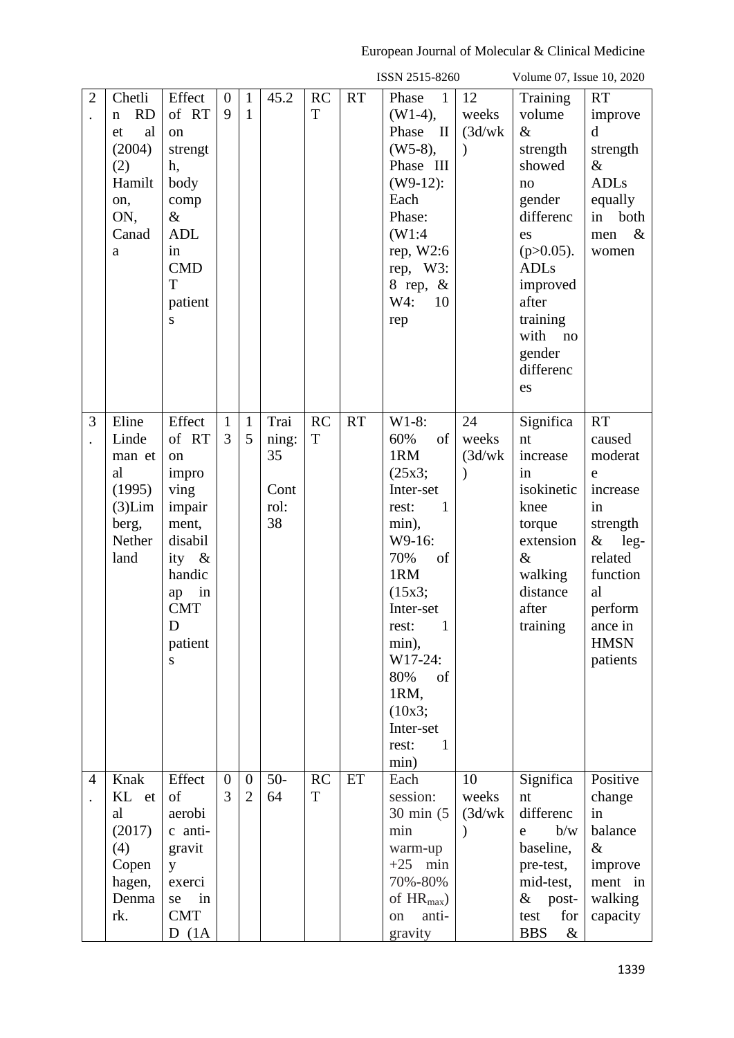| 2. | Chetlin RD et al (2004) (2) Hamilton, ON, Canada | Effect of RT on strength, body comp & ADL in CMDT patients | 09 | 11 | 45.2 | RCT | RT | Phase 1 (W1-4), Phase II (W5-8), Phase III (W9-12): Each Phase: (W1:4 rep, W2:6 rep, W3: 8 rep, & W4: 10 rep | 12 weeks (3d/wk) | Training volume & strength showed no gender differences (p>0.05). ADLs improved after training with no gender differences | RT improved strength & ADLs equally in both men & women |
|---|---|---|---|---|---|---|---|---|---|---|---|
| 3. | Eline Lindeman et al (1995) (3)Limberg, Netherland | Effect of RT on improving impairment, disability & handicap in CMTD patients | 13 | 15 | Training: 35 Control: 38 | RCT | RT | W1-8: 60% of 1RM (25x3; Inter-set rest: 1 min), W9-16: 70% of 1RM (15x3; Inter-set rest: 1 min), W17-24: 80% of 1RM, (10x3; Inter-set rest: 1 min) | 24 weeks (3d/wk) | Significant increase in isokinetic knee torque extension & walking distance after training | RT caused moderate increase in strength & leg-related functional performance in HMSN patients |
| 4. | Knak KL et al (2017) (4) Copenhagen, Denmark. | Effect of aerobic anti-gravity exercise in CMTD (1A | 03 | 02 | 50-64 | RCT | ET | Each session: 30 min (5 min warm-up +25 min 70%-80% of $HR_{max}$) on anti-gravity | 10 weeks (3d/wk) | Significant difference b/w baseline, pre-test, mid-test, & post-test for BBS & | Positive change in balance & improvement in walking capacity |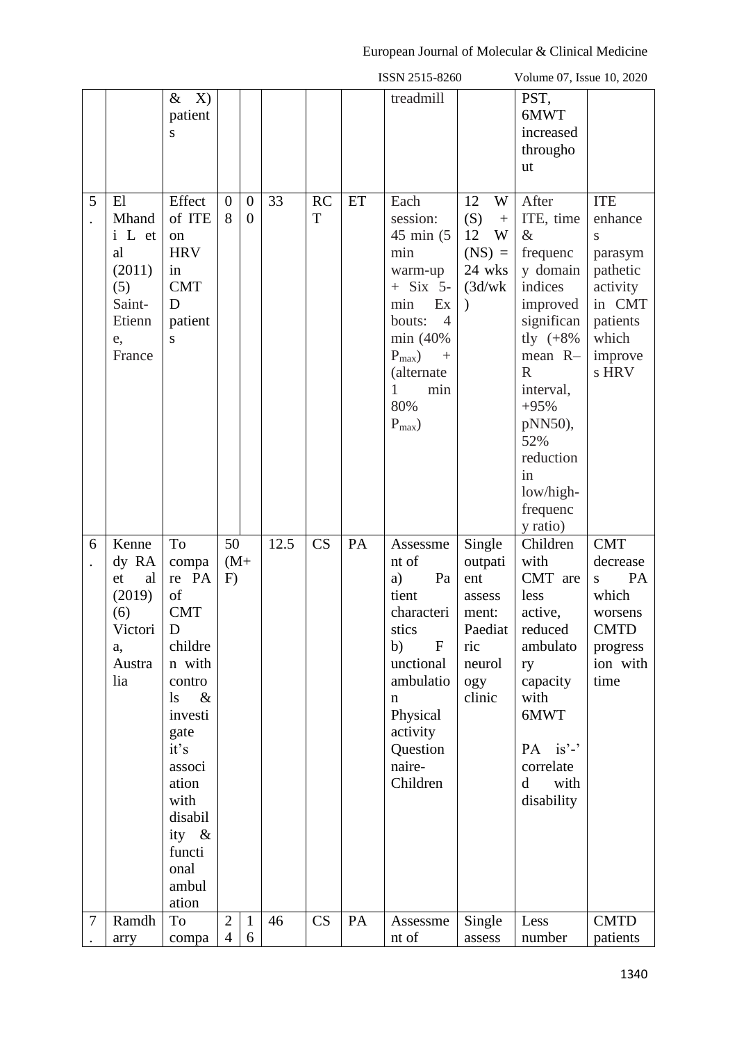| | | & X) patients | | | | | | treadmill | | PST, 6MWT increased throughout | |
|---|---|---|---|---|---|---|---|---|---|---|---|
| 5. | El Mhandi L et al (2011) (5) Saint-Etienne, France | Effect of ITE on HRV in CMTD patients | 08 | 00 | 33 | RCT | ET | Each session: 45 min (5 min warm-up + Six 5-min Ex bouts: 4 min (40% $P_{max}$) + (alternate 1 min 80% $P_{max}$) | 12 W (S) + 12 W (NS) = 24 wks (3d/wk) | After ITE, time & frequency domain indices improved significantly (+8% mean R–R interval, +95% pNN50), 52% reduction in low/high-frequency ratio) | ITE enhances parasympathetic activity in CMT patients which improves HRV |
| 6. | Kennedy RA et al (2019) (6) Victoria, Australia | To compare PA of CMTD children with controls & investigate it's association with disability & functional ambulation | 50 (M+F) | | 12.5 | CS | PA | Assessment of a) Patient characteristics b) Functional ambulation Physical activity Questionnaire-Children | Single outpatient assessment: Paediatric neurology clinic | Children with CMT are less active, reduced ambulatory capacity with 6MWT<br><br>PA is'-' correlated with disability | CMT decreases PA which worsens CMTD progression with time |
| 7. | Ramdharry | To compa | 24 | 16 | 46 | CS | PA | Assessment of | Single assess | Less number | CMTD patients |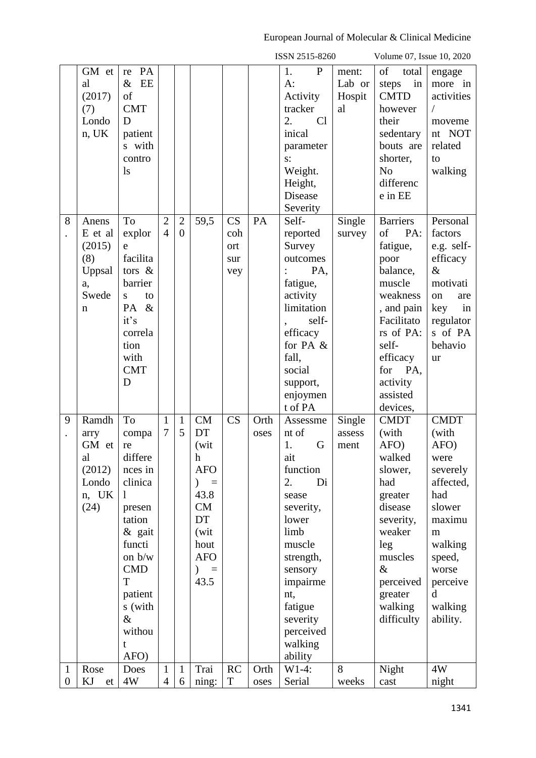| | GM et al (2017) (7) London, UK | re PA & EE of CMTD patients with controls | | | | | | 1. PA: Activity tracker 2. Clinical parameters: Weight. Height, Disease Severity | ment: Lab or Hospital | of total steps in CMTD however their sedentary bouts are shorter, No difference in EE | engage more in activities / movement NOT related to walking |
|---|---|---|---|---|---|---|---|---|---|---|---|
| 8. | Anens E et al (2015) (8) Uppsala, Sweden | To explore facilitators & barriers to PA & it's correlation with CMTD | 24 | 20 | 59,5 | CS cohort survey | PA | Self-reported Survey outcomes: PA, fatigue, activity limitation, self-efficacy for PA & fall, social support, enjoyment of PA | Single survey | Barriers of PA: fatigue, poor balance, muscle weakness, and pain Facilitators of PA: self-efficacy for PA, activity assisted devices, | Personal factors e.g. self-efficacy & motivation are key in regulators of PA behaviour |
| 9. | Ramdharry GM et al (2012) London, UK (24) | To compare differences in clinical presentation & gait function b/w CMDT patients (with & without AFO) | 17 | 15 | CMDT (with AFO) = 43.8 CMDT (without AFO) = 43.5 | CS | Orthoses | Assessment of 1. Gait function 2. Disease severity, lower limb muscle strength, sensory impairment, fatigue severity perceived walking ability | Single assessment | CMDT (with AFO) walked slower, had greater disease severity, weaker leg muscles & perceived greater walking difficulty | CMDT (with AFO) were severely affected, had slower maximum walking speed, worse perceived walking ability. |
| 10 | Rose KJ et | Does 4W | 14 | 16 | Training: | RCT | Orthoses | W1-4: Serial | 8 weeks | Night cast | 4W night |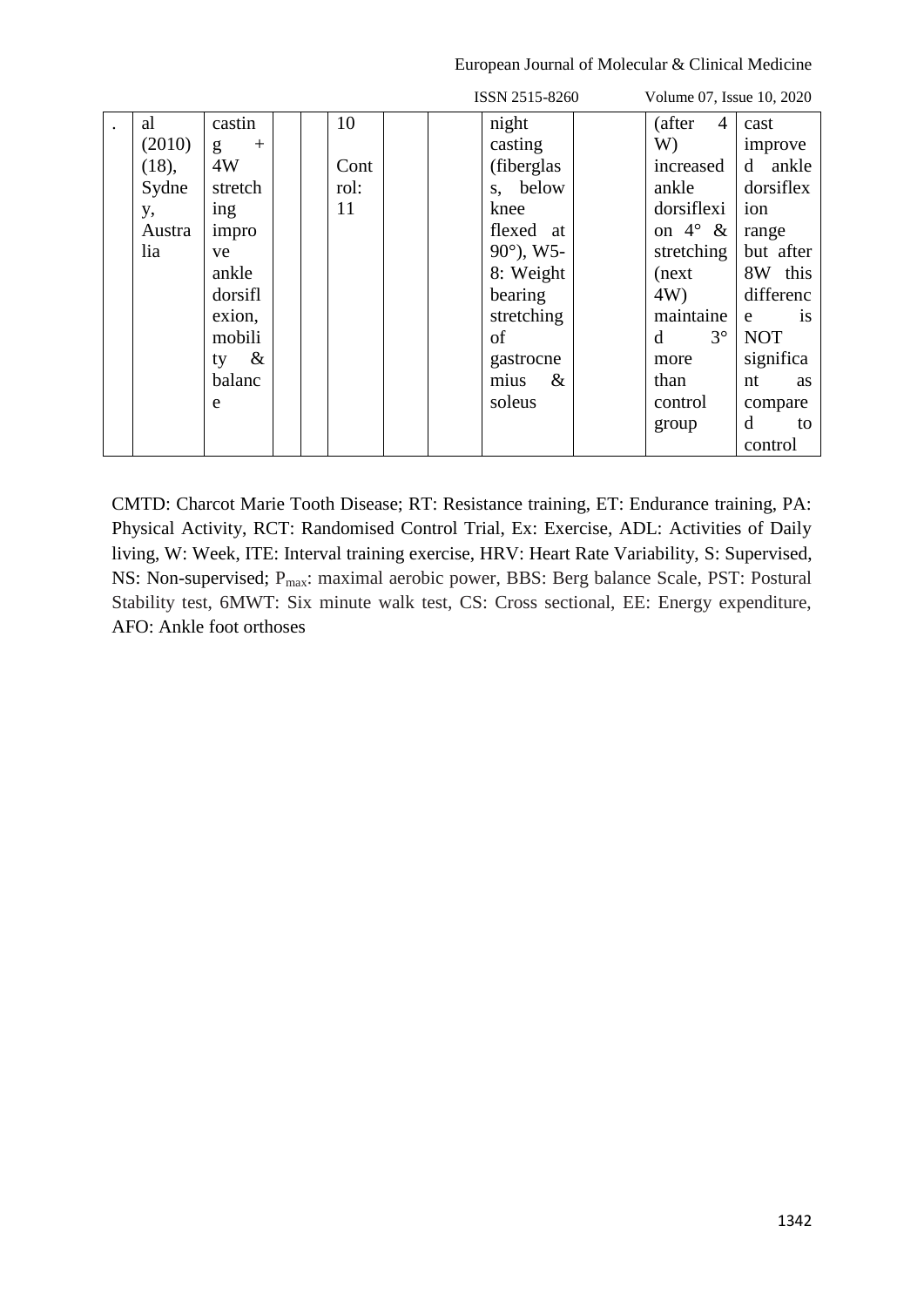| | | | | | | | | | | | |
|---|---|---|---|---|---|---|---|---|---|---|---|
| . | al (2010) (18), Sydney, Australia | casting + 4W stretching improve ankle dorsiflexion, mobility & balance | | | 10<br><br>Control: 11 | | | night casting (fiberglass, below knee flexed at 90°), W5-8: Weight bearing stretching of gastrocnemius & soleus | | (after 4 W) increased ankle dorsiflexion 4° & stretching (next 4W) maintained 3° more than control group | cast improved ankle dorsiflexion range but after 8W this difference is NOT significant as compared to control |

CMTD: Charcot Marie Tooth Disease; RT: Resistance training, ET: Endurance training, PA: Physical Activity, RCT: Randomised Control Trial, Ex: Exercise, ADL: Activities of Daily living, W: Week, ITE: Interval training exercise, HRV: Heart Rate Variability, S: Supervised, NS: Non-supervised; $P_{max}$: maximal aerobic power, BBS: Berg balance Scale, PST: Postural Stability test, 6MWT: Six minute walk test, CS: Cross sectional, EE: Energy expenditure, AFO: Ankle foot orthoses